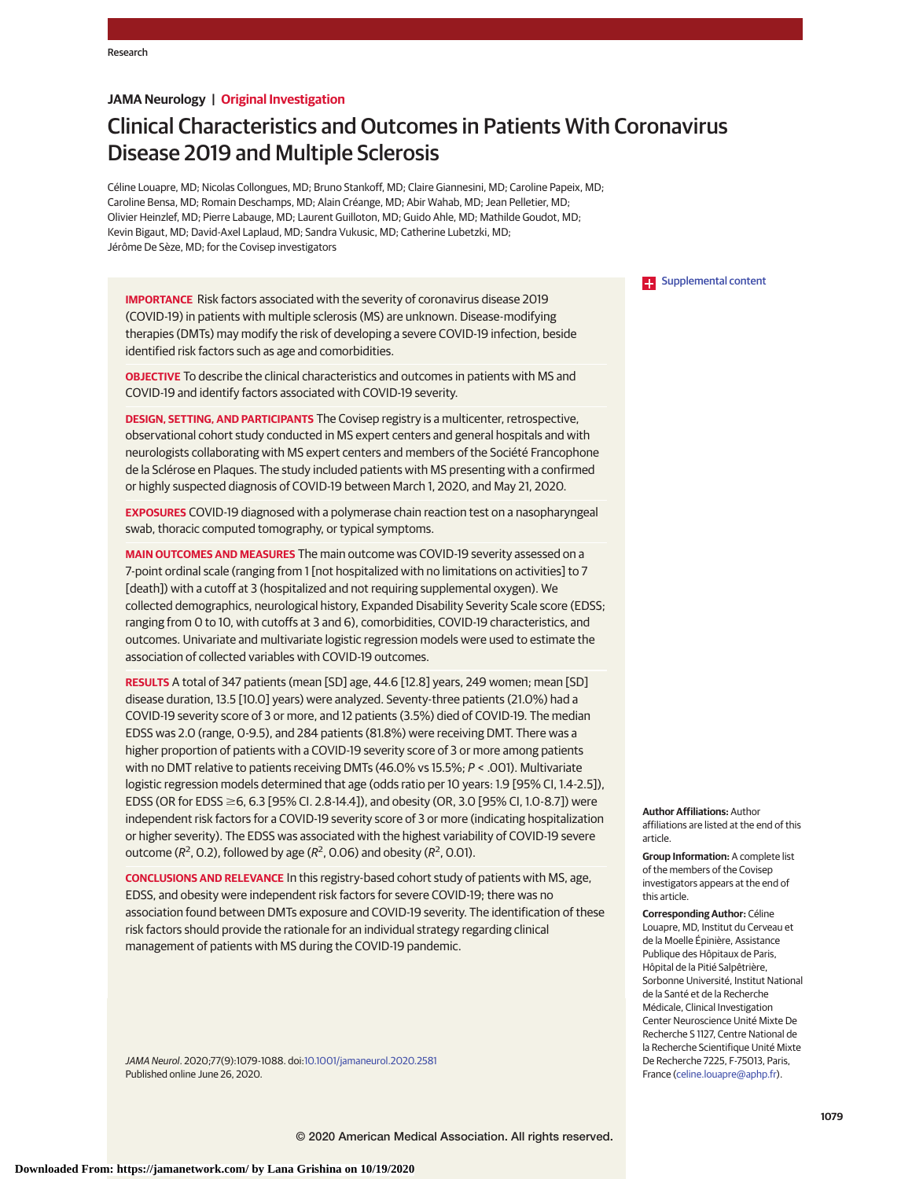JAMA Neurology | Original Investigation

# Clinical Characteristics and Outcomes in Patients With Coronavirus Disease 2019 and Multiple Sclerosis

Céline Louapre, MD; Nicolas Collongues, MD; Bruno Stankoff, MD; Claire Giannesini, MD; Caroline Papeix, MD; Caroline Bensa, MD; Romain Deschamps, MD; Alain Créange, MD; Abir Wahab, MD; Jean Pelletier, MD; Olivier Heinzlef, MD; Pierre Labauge, MD; Laurent Guilloton, MD; Guido Ahle, MD; Mathilde Goudot, MD; Kevin Bigaut, MD; David-Axel Laplaud, MD; Sandra Vukusic, MD; Catherine Lubetzki, MD; Jérôme De Sèze, MD; for the Covisep investigators

Supplemental content

**IMPORTANCE** Risk factors associated with the severity of coronavirus disease 2019 (COVID-19) in patients with multiple sclerosis (MS) are unknown. Disease-modifying therapies (DMTs) may modify the risk of developing a severe COVID-19 infection, beside identified risk factors such as age and comorbidities.

**OBJECTIVE** To describe the clinical characteristics and outcomes in patients with MS and COVID-19 and identify factors associated with COVID-19 severity.

**DESIGN, SETTING, AND PARTICIPANTS** The Covisep registry is a multicenter, retrospective, observational cohort study conducted in MS expert centers and general hospitals and with neurologists collaborating with MS expert centers and members of the Société Francophone de la Sclérose en Plaques. The study included patients with MS presenting with a confirmed or highly suspected diagnosis of COVID-19 between March 1, 2020, and May 21, 2020.

**EXPOSURES** COVID-19 diagnosed with a polymerase chain reaction test on a nasopharyngeal swab, thoracic computed tomography, or typical symptoms.

**MAIN OUTCOMES AND MEASURES** The main outcome was COVID-19 severity assessed on a 7-point ordinal scale (ranging from 1 [not hospitalized with no limitations on activities] to 7 [death]) with a cutoff at 3 (hospitalized and not requiring supplemental oxygen). We collected demographics, neurological history, Expanded Disability Severity Scale score (EDSS; ranging from 0 to 10, with cutoffs at 3 and 6), comorbidities, COVID-19 characteristics, and outcomes. Univariate and multivariate logistic regression models were used to estimate the association of collected variables with COVID-19 outcomes.

**RESULTS** A total of 347 patients (mean [SD] age, 44.6 [12.8] years, 249 women; mean [SD] disease duration, 13.5 [10.0] years) were analyzed. Seventy-three patients (21.0%) had a COVID-19 severity score of 3 or more, and 12 patients (3.5%) died of COVID-19. The median EDSS was 2.0 (range, 0-9.5), and 284 patients (81.8%) were receiving DMT. There was a higher proportion of patients with a COVID-19 severity score of 3 or more among patients with no DMT relative to patients receiving DMTs (46.0% vs 15.5%; $P < .001$). Multivariate logistic regression models determined that age (odds ratio per 10 years: 1.9 [95% CI, 1.4-2.5]), EDSS (OR for EDSS ≥6, 6.3 [95% CI. 2.8-14.4]), and obesity (OR, 3.0 [95% CI, 1.0-8.7]) were independent risk factors for a COVID-19 severity score of 3 or more (indicating hospitalization or higher severity). The EDSS was associated with the highest variability of COVID-19 severe outcome ($R^2$, 0.2), followed by age ($R^2$, 0.06) and obesity ($R^2$, 0.01).

**CONCLUSIONS AND RELEVANCE** In this registry-based cohort study of patients with MS, age, EDSS, and obesity were independent risk factors for severe COVID-19; there was no association found between DMTs exposure and COVID-19 severity. The identification of these risk factors should provide the rationale for an individual strategy regarding clinical management of patients with MS during the COVID-19 pandemic.

*JAMA Neurol*. 2020;77(9):1079-1088. doi:10.1001/jamaneurol.2020.2581
Published online June 26, 2020.

**Author Affiliations:** Author affiliations are listed at the end of this article.

**Group Information:** A complete list of the members of the Covisep investigators appears at the end of this article.

**Corresponding Author:** Céline Louapre, MD, Institut du Cerveau et de la Moelle Épinière, Assistance Publique des Hôpitaux de Paris, Hôpital de la Pitié Salpêtrière, Sorbonne Université, Institut National de la Santé et de la Recherche Médicale, Clinical Investigation Center Neuroscience Unité Mixte De Recherche S 1127, Centre National de la Recherche Scientifique Unité Mixte De Recherche 7225, F-75013, Paris, France (celine.louapre@aphp.fr).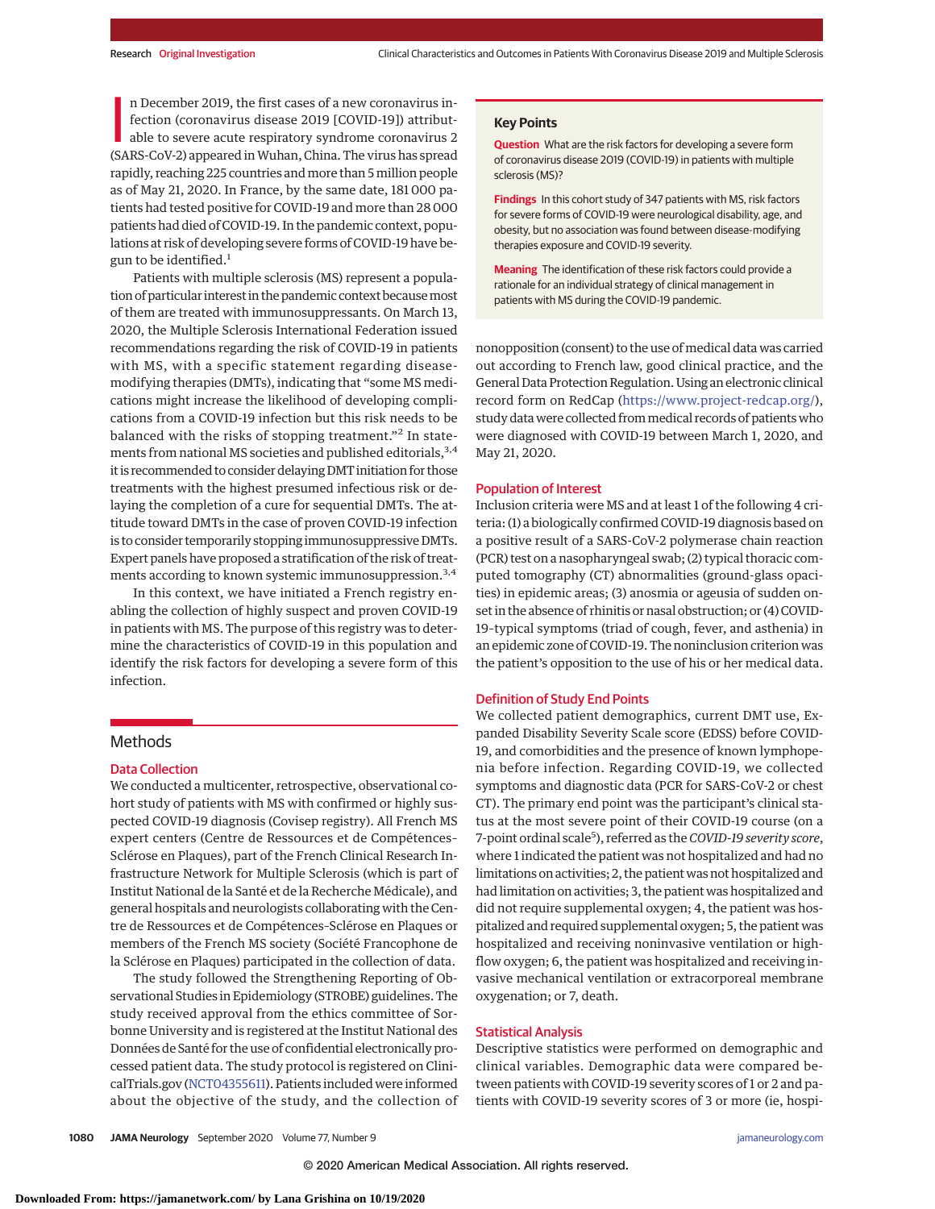In December 2019, the first cases of a new coronavirus infection (coronavirus disease 2019 [COVID-19]) attributable to severe acute respiratory syndrome coronavirus 2 (SARS-CoV-2) appeared in Wuhan, China. The virus has spread rapidly, reaching 225 countries and more than 5 million people as of May 21, 2020. In France, by the same date, 181 000 patients had tested positive for COVID-19 and more than 28 000 patients had died of COVID-19. In the pandemic context, populations at risk of developing severe forms of COVID-19 have begun to be identified.[1]

Patients with multiple sclerosis (MS) represent a population of particular interest in the pandemic context because most of them are treated with immunosuppressants. On March 13, 2020, the Multiple Sclerosis International Federation issued recommendations regarding the risk of COVID-19 in patients with MS, with a specific statement regarding disease-modifying therapies (DMTs), indicating that "some MS medications might increase the likelihood of developing complications from a COVID-19 infection but this risk needs to be balanced with the risks of stopping treatment."[2] In statements from national MS societies and published editorials,[3,4] it is recommended to consider delaying DMT initiation for those treatments with the highest presumed infectious risk or delaying the completion of a cure for sequential DMTs. The attitude toward DMTs in the case of proven COVID-19 infection is to consider temporarily stopping immunosuppressive DMTs. Expert panels have proposed a stratification of the risk of treatments according to known systemic immunosuppression.[3,4]

In this context, we have initiated a French registry enabling the collection of highly suspect and proven COVID-19 in patients with MS. The purpose of this registry was to determine the characteristics of COVID-19 in this population and identify the risk factors for developing a severe form of this infection.

**Key Points**

**Question** What are the risk factors for developing a severe form of coronavirus disease 2019 (COVID-19) in patients with multiple sclerosis (MS)?

**Findings** In this cohort study of 347 patients with MS, risk factors for severe forms of COVID-19 were neurological disability, age, and obesity, but no association was found between disease-modifying therapies exposure and COVID-19 severity.

**Meaning** The identification of these risk factors could provide a rationale for an individual strategy of clinical management in patients with MS during the COVID-19 pandemic.

## Methods

### Data Collection

We conducted a multicenter, retrospective, observational cohort study of patients with MS with confirmed or highly suspected COVID-19 diagnosis (Covisep registry). All French MS expert centers (Centre de Ressources et de Compétences-Sclérose en Plaques), part of the French Clinical Research Infrastructure Network for Multiple Sclerosis (which is part of Institut National de la Santé et de la Recherche Médicale), and general hospitals and neurologists collaborating with the Centre de Ressources et de Compétences-Sclérose en Plaques or members of the French MS society (Société Francophone de la Sclérose en Plaques) participated in the collection of data.

The study followed the Strengthening Reporting of Observational Studies in Epidemiology (STROBE) guidelines. The study received approval from the ethics committee of Sorbonne University and is registered at the Institut National des Données de Santé for the use of confidential electronically processed patient data. The study protocol is registered on ClinicalTrials.gov (NCT04355611). Patients included were informed about the objective of the study, and the collection of nonopposition (consent) to the use of medical data was carried out according to French law, good clinical practice, and the General Data Protection Regulation. Using an electronic clinical record form on RedCap (https://www.project-redcap.org/), study data were collected from medical records of patients who were diagnosed with COVID-19 between March 1, 2020, and May 21, 2020.

### Population of Interest

Inclusion criteria were MS and at least 1 of the following 4 criteria: (1) a biologically confirmed COVID-19 diagnosis based on a positive result of a SARS-CoV-2 polymerase chain reaction (PCR) test on a nasopharyngeal swab; (2) typical thoracic computed tomography (CT) abnormalities (ground-glass opacities) in epidemic areas; (3) anosmia or ageusia of sudden onset in the absence of rhinitis or nasal obstruction; or (4) COVID-19–typical symptoms (triad of cough, fever, and asthenia) in an epidemic zone of COVID-19. The noninclusion criterion was the patient's opposition to the use of his or her medical data.

### Definition of Study End Points

We collected patient demographics, current DMT use, Expanded Disability Severity Scale score (EDSS) before COVID-19, and comorbidities and the presence of known lymphopenia before infection. Regarding COVID-19, we collected symptoms and diagnostic data (PCR for SARS-CoV-2 or chest CT). The primary end point was the participant's clinical status at the most severe point of their COVID-19 course (on a 7-point ordinal scale[5]), referred as the *COVID-19 severity score*, where 1 indicated the patient was not hospitalized and had no limitations on activities; 2, the patient was not hospitalized and had limitation on activities; 3, the patient was hospitalized and did not require supplemental oxygen; 4, the patient was hospitalized and required supplemental oxygen; 5, the patient was hospitalized and receiving noninvasive ventilation or high-flow oxygen; 6, the patient was hospitalized and receiving invasive mechanical ventilation or extracorporeal membrane oxygenation; or 7, death.

### Statistical Analysis

Descriptive statistics were performed on demographic and clinical variables. Demographic data were compared between patients with COVID-19 severity scores of 1 or 2 and patients with COVID-19 severity scores of 3 or more (ie, hospi-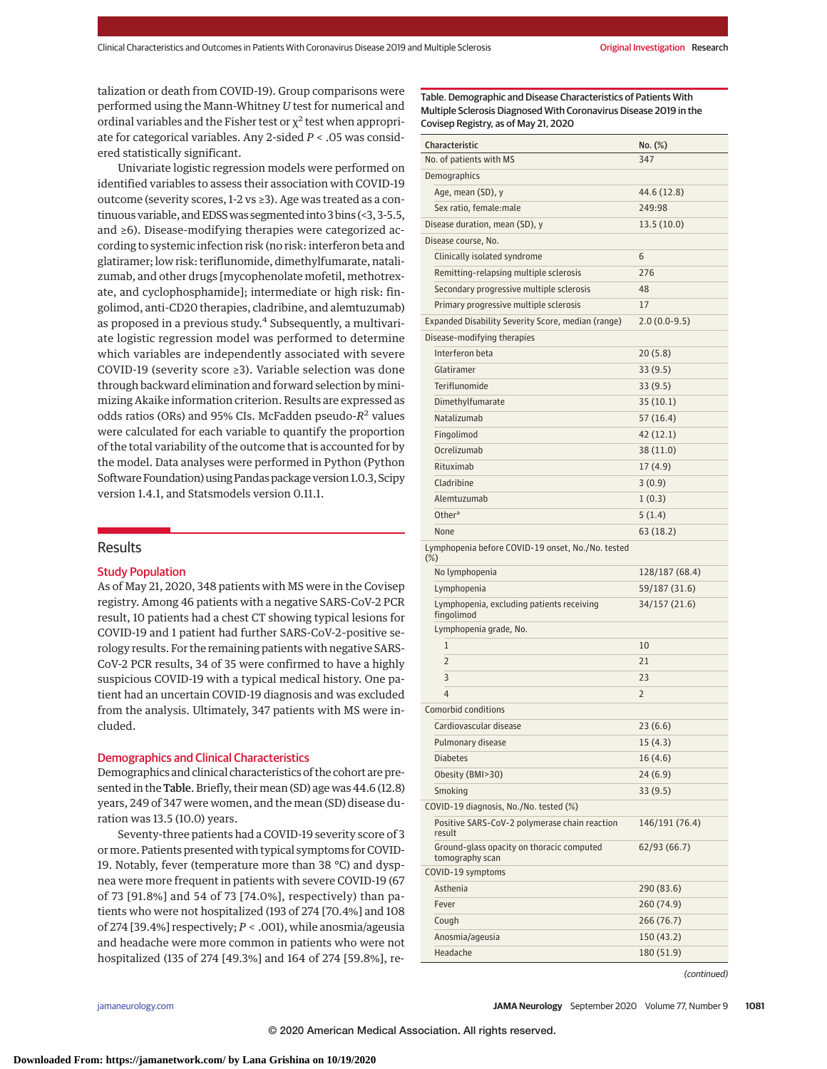talization or death from COVID-19). Group comparisons were performed using the Mann-Whitney *U* test for numerical and ordinal variables and the Fisher test or $\chi^2$ test when appropriate for categorical variables. Any 2-sided $P < .05$ was considered statistically significant.

Univariate logistic regression models were performed on identified variables to assess their association with COVID-19 outcome (severity scores, 1-2 vs ≥3). Age was treated as a continuous variable, and EDSS was segmented into 3 bins (<3, 3-5.5, and ≥6). Disease-modifying therapies were categorized according to systemic infection risk (no risk: interferon beta and glatiramer; low risk: teriflunomide, dimethylfumarate, natalizumab, and other drugs [mycophenolate mofetil, methotrexate, and cyclophosphamide]; intermediate or high risk: fingolimod, anti-CD20 therapies, cladribine, and alemtuzumab) as proposed in a previous study.[4] Subsequently, a multivariate logistic regression model was performed to determine which variables are independently associated with severe COVID-19 (severity score ≥3). Variable selection was done through backward elimination and forward selection by minimizing Akaike information criterion. Results are expressed as odds ratios (ORs) and 95% CIs. McFadden pseudo-$R^2$ values were calculated for each variable to quantify the proportion of the total variability of the outcome that is accounted for by the model. Data analyses were performed in Python (Python Software Foundation) using Pandas package version 1.0.3, Scipy version 1.4.1, and Statsmodels version 0.11.1.

## Results

### Study Population

As of May 21, 2020, 348 patients with MS were in the Covisep registry. Among 46 patients with a negative SARS-CoV-2 PCR result, 10 patients had a chest CT showing typical lesions for COVID-19 and 1 patient had further SARS-CoV-2–positive serology results. For the remaining patients with negative SARS-CoV-2 PCR results, 34 of 35 were confirmed to have a highly suspicious COVID-19 with a typical medical history. One patient had an uncertain COVID-19 diagnosis and was excluded from the analysis. Ultimately, 347 patients with MS were included.

### Demographics and Clinical Characteristics

Demographics and clinical characteristics of the cohort are presented in the **Table**. Briefly, their mean (SD) age was 44.6 (12.8) years, 249 of 347 were women, and the mean (SD) disease duration was 13.5 (10.0) years.

Seventy-three patients had a COVID-19 severity score of 3 or more. Patients presented with typical symptoms for COVID-19. Notably, fever (temperature more than 38 °C) and dyspnea were more frequent in patients with severe COVID-19 (67 of 73 [91.8%] and 54 of 73 [74.0%], respectively) than patients who were not hospitalized (193 of 274 [70.4%] and 108 of 274 [39.4%] respectively; $P < .001$), while anosmia/ageusia and headache were more common in patients who were not hospitalized (135 of 274 [49.3%] and 164 of 274 [59.8%], re-

Table. Demographic and Disease Characteristics of Patients With Multiple Sclerosis Diagnosed With Coronavirus Disease 2019 in the Covisep Registry, as of May 21, 2020

| Characteristic | No. (%) |
|---|---|
| No. of patients with MS | 347 |
| Demographics | |
| Age, mean (SD), y | 44.6 (12.8) |
| Sex ratio, female:male | 249:98 |
| Disease duration, mean (SD), y | 13.5 (10.0) |
| Disease course, No. | |
| Clinically isolated syndrome | 6 |
| Remitting-relapsing multiple sclerosis | 276 |
| Secondary progressive multiple sclerosis | 48 |
| Primary progressive multiple sclerosis | 17 |
| Expanded Disability Severity Score, median (range) | 2.0 (0.0-9.5) |
| Disease-modifying therapies | |
| Interferon beta | 20 (5.8) |
| Glatiramer | 33 (9.5) |
| Teriflunomide | 33 (9.5) |
| Dimethylfumarate | 35 (10.1) |
| Natalizumab | 57 (16.4) |
| Fingolimod | 42 (12.1) |
| Ocrelizumab | 38 (11.0) |
| Rituximab | 17 (4.9) |
| Cladribine | 3 (0.9) |
| Alemtuzumab | 1 (0.3) |
| Other[a] | 5 (1.4) |
| None | 63 (18.2) |
| Lymphopenia before COVID-19 onset, No./No. tested (%) | |
| No lymphopenia | 128/187 (68.4) |
| Lymphopenia | 59/187 (31.6) |
| Lymphopenia, excluding patients receiving fingolimod | 34/157 (21.6) |
| Lymphopenia grade, No. | |
| 1 | 10 |
| 2 | 21 |
| 3 | 23 |
| 4 | 2 |
| Comorbid conditions | |
| Cardiovascular disease | 23 (6.6) |
| Pulmonary disease | 15 (4.3) |
| Diabetes | 16 (4.6) |
| Obesity (BMI>30) | 24 (6.9) |
| Smoking | 33 (9.5) |
| COVID-19 diagnosis, No./No. tested (%) | |
| Positive SARS-CoV-2 polymerase chain reaction result | 146/191 (76.4) |
| Ground-glass opacity on thoracic computed tomography scan | 62/93 (66.7) |
| COVID-19 symptoms | |
| Asthenia | 290 (83.6) |
| Fever | 260 (74.9) |
| Cough | 266 (76.7) |
| Anosmia/ageusia | 150 (43.2) |
| Headache | 180 (51.9) |

*(continued)*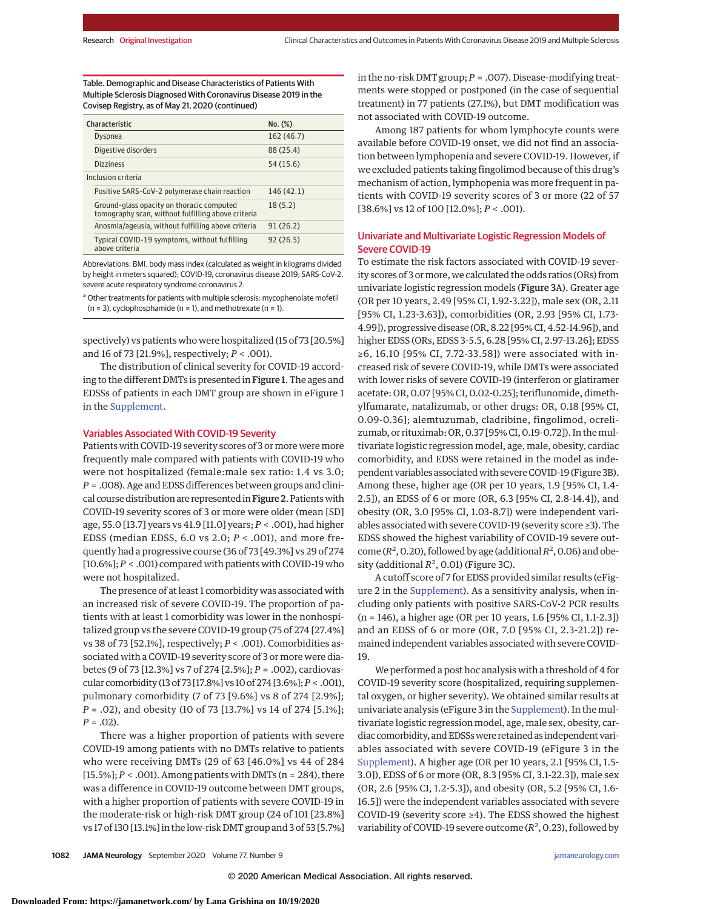Table. Demographic and Disease Characteristics of Patients With Multiple Sclerosis Diagnosed With Coronavirus Disease 2019 in the Covisep Registry, as of May 21, 2020 (continued)

| Characteristic | No. (%) |
|---|---|
| Dyspnea | 162 (46.7) |
| Digestive disorders | 88 (25.4) |
| Dizziness | 54 (15.6) |
| Inclusion criteria | |
| Positive SARS-CoV-2 polymerase chain reaction | 146 (42.1) |
| Ground-glass opacity on thoracic computed tomography scan, without fulfilling above criteria | 18 (5.2) |
| Anosmia/ageusia, without fulfilling above criteria | 91 (26.2) |
| Typical COVID-19 symptoms, without fulfilling above criteria | 92 (26.5) |

Abbreviations: BMI, body mass index (calculated as weight in kilograms divided by height in meters squared); COVID-19, coronavirus disease 2019; SARS-CoV-2, severe acute respiratory syndrome coronavirus 2.

[a] Other treatments for patients with multiple sclerosis: mycophenolate mofetil (n = 3), cyclophosphamide (n = 1), and methotrexate (n = 1).

spectively) vs patients who were hospitalized (15 of 73 [20.5%] and 16 of 73 [21.9%], respectively; $P < .001$).

The distribution of clinical severity for COVID-19 according to the different DMTs is presented in **Figure 1**. The ages and EDSSs of patients in each DMT group are shown in eFigure 1 in the Supplement.

## Variables Associated With COVID-19 Severity

Patients with COVID-19 severity scores of 3 or more were more frequently male compared with patients with COVID-19 who were not hospitalized (female:male sex ratio: 1.4 vs 3.0; $P = .008$). Age and EDSS differences between groups and clinical course distribution are represented in **Figure 2**. Patients with COVID-19 severity scores of 3 or more were older (mean [SD] age, 55.0 [13.7] years vs 41.9 [11.0] years; $P < .001$), had higher EDSS (median EDSS, 6.0 vs 2.0; $P < .001$), and more frequently had a progressive course (36 of 73 [49.3%] vs 29 of 274 [10.6%]; $P < .001$) compared with patients with COVID-19 who were not hospitalized.

The presence of at least 1 comorbidity was associated with an increased risk of severe COVID-19. The proportion of patients with at least 1 comorbidity was lower in the nonhospitalized group vs the severe COVID-19 group (75 of 274 [27.4%] vs 38 of 73 [52.1%], respectively; $P < .001$). Comorbidities associated with a COVID-19 severity score of 3 or more were diabetes (9 of 73 [12.3%] vs 7 of 274 [2.5%]; $P = .002$), cardiovascular comorbidity (13 of 73 [17.8%] vs 10 of 274 [3.6%]; $P < .001$), pulmonary comorbidity (7 of 73 [9.6%] vs 8 of 274 [2.9%]; $P = .02$), and obesity (10 of 73 [13.7%] vs 14 of 274 [5.1%]; $P = .02$).

There was a higher proportion of patients with severe COVID-19 among patients with no DMTs relative to patients who were receiving DMTs (29 of 63 [46.0%] vs 44 of 284 [15.5%]; $P < .001$). Among patients with DMTs (n = 284), there was a difference in COVID-19 outcome between DMT groups, with a higher proportion of patients with severe COVID-19 in the moderate-risk or high-risk DMT group (24 of 101 [23.8%] vs 17 of 130 [13.1%] in the low-risk DMT group and 3 of 53 [5.7%] in the no-risk DMT group; $P = .007$). Disease-modifying treatments were stopped or postponed (in the case of sequential treatment) in 77 patients (27.1%), but DMT modification was not associated with COVID-19 outcome.

Among 187 patients for whom lymphocyte counts were available before COVID-19 onset, we did not find an association between lymphopenia and severe COVID-19. However, if we excluded patients taking fingolimod because of this drug's mechanism of action, lymphopenia was more frequent in patients with COVID-19 severity scores of 3 or more (22 of 57 [38.6%] vs 12 of 100 [12.0%]; $P < .001$).

## Univariate and Multivariate Logistic Regression Models of Severe COVID-19

To estimate the risk factors associated with COVID-19 severity scores of 3 or more, we calculated the odds ratios (ORs) from univariate logistic regression models (**Figure 3**A). Greater age (OR per 10 years, 2.49 [95% CI, 1.92-3.22]), male sex (OR, 2.11 [95% CI, 1.23-3.63]), comorbidities (OR, 2.93 [95% CI, 1.73-4.99]), progressive disease (OR, 8.22 [95% CI, 4.52-14.96]), and higher EDSS (ORs, EDSS 3-5.5, 6.28 [95% CI, 2.97-13.26]; EDSS ≥6, 16.10 [95% CI, 7.72-33.58]) were associated with increased risk of severe COVID-19, while DMTs were associated with lower risks of severe COVID-19 (interferon or glatiramer acetate: OR, 0.07 [95% CI, 0.02-0.25]; teriflunomide, dimethylfumarate, natalizumab, or other drugs: OR, 0.18 [95% CI, 0.09-0.36]; alemtuzumab, cladribine, fingolimod, ocrelizumab, or rituximab: OR, 0.37 [95% CI, 0.19-0.72]). In the multivariate logistic regression model, age, male, obesity, cardiac comorbidity, and EDSS were retained in the model as independent variables associated with severe COVID-19 (Figure 3B). Among these, higher age (OR per 10 years, 1.9 [95% CI, 1.4-2.5]), an EDSS of 6 or more (OR, 6.3 [95% CI, 2.8-14.4]), and obesity (OR, 3.0 [95% CI, 1.03-8.7]) were independent variables associated with severe COVID-19 (severity score ≥3). The EDSS showed the highest variability of COVID-19 severe outcome ($R^2$, 0.20), followed by age (additional $R^2$, 0.06) and obesity (additional $R^2$, 0.01) (Figure 3C).

A cutoff score of 7 for EDSS provided similar results (eFigure 2 in the Supplement). As a sensitivity analysis, when including only patients with positive SARS-CoV-2 PCR results (n = 146), a higher age (OR per 10 years, 1.6 [95% CI, 1.1-2.3]) and an EDSS of 6 or more (OR, 7.0 [95% CI, 2.3-21.2]) remained independent variables associated with severe COVID-19.

We performed a post hoc analysis with a threshold of 4 for COVID-19 severity score (hospitalized, requiring supplemental oxygen, or higher severity). We obtained similar results at univariate analysis (eFigure 3 in the Supplement). In the multivariate logistic regression model, age, male sex, obesity, cardiac comorbidity, and EDSSs were retained as independent variables associated with severe COVID-19 (eFigure 3 in the Supplement). A higher age (OR per 10 years, 2.1 [95% CI, 1.5-3.0]), EDSS of 6 or more (OR, 8.3 [95% CI, 3.1-22.3]), male sex (OR, 2.6 [95% CI, 1.2-5.3]), and obesity (OR, 5.2 [95% CI, 1.6-16.5]) were the independent variables associated with severe COVID-19 (severity score ≥4). The EDSS showed the highest variability of COVID-19 severe outcome ($R^2$, 0.23), followed by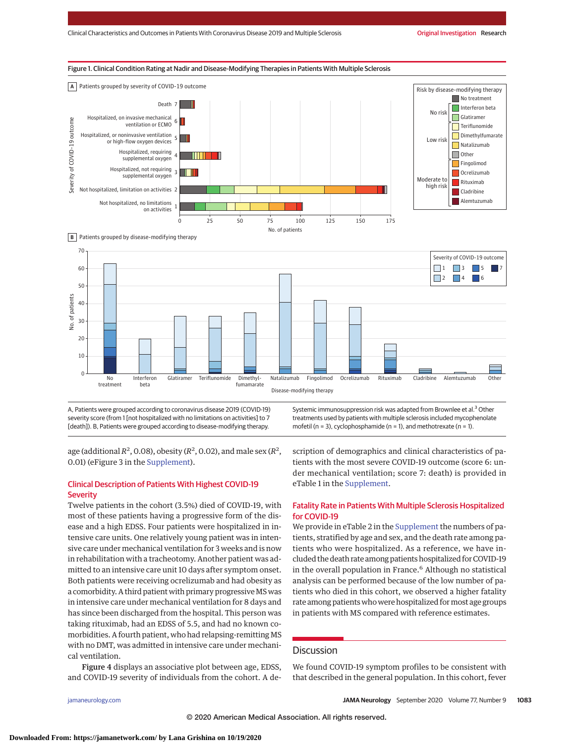Figure 1. Clinical Condition Rating at Nadir and Disease-Modifying Therapies in Patients With Multiple Sclerosis

A, Patients were grouped according to coronavirus disease 2019 (COVID-19) severity score (from 1 [not hospitalized with no limitations on activities] to 7 [death]). B, Patients were grouped according to disease-modifying therapy. Systemic immunosuppression risk was adapted from Brownlee et al.[3] Other treatments used by patients with multiple sclerosis included mycophenolate mofetil (n = 3), cyclophosphamide (n = 1), and methotrexate (n = 1).

age (additional $R^2$, 0.08), obesity ($R^2$, 0.02), and male sex ($R^2$, 0.01) (eFigure 3 in the Supplement).

## Clinical Description of Patients With Highest COVID-19 Severity

Twelve patients in the cohort (3.5%) died of COVID-19, with most of these patients having a progressive form of the disease and a high EDSS. Four patients were hospitalized in intensive care units. One relatively young patient was in intensive care under mechanical ventilation for 3 weeks and is now in rehabilitation with a tracheotomy. Another patient was admitted to an intensive care unit 10 days after symptom onset. Both patients were receiving ocrelizumab and had obesity as a comorbidity. A third patient with primary progressive MS was in intensive care under mechanical ventilation for 8 days and has since been discharged from the hospital. This person was taking rituximab, had an EDSS of 5.5, and had no known comorbidities. A fourth patient, who had relapsing-remitting MS with no DMT, was admitted in intensive care under mechanical ventilation.

Figure 4 displays an associative plot between age, EDSS, and COVID-19 severity of individuals from the cohort. A description of demographics and clinical characteristics of patients with the most severe COVID-19 outcome (score 6: under mechanical ventilation; score 7: death) is provided in eTable 1 in the Supplement.

## Fatality Rate in Patients With Multiple Sclerosis Hospitalized for COVID-19

We provide in eTable 2 in the Supplement the numbers of patients, stratified by age and sex, and the death rate among patients who were hospitalized. As a reference, we have included the death rate among patients hospitalized for COVID-19 in the overall population in France.[6] Although no statistical analysis can be performed because of the low number of patients who died in this cohort, we observed a higher fatality rate among patients who were hospitalized for most age groups in patients with MS compared with reference estimates.

# Discussion

We found COVID-19 symptom profiles to be consistent with that described in the general population. In this cohort, fever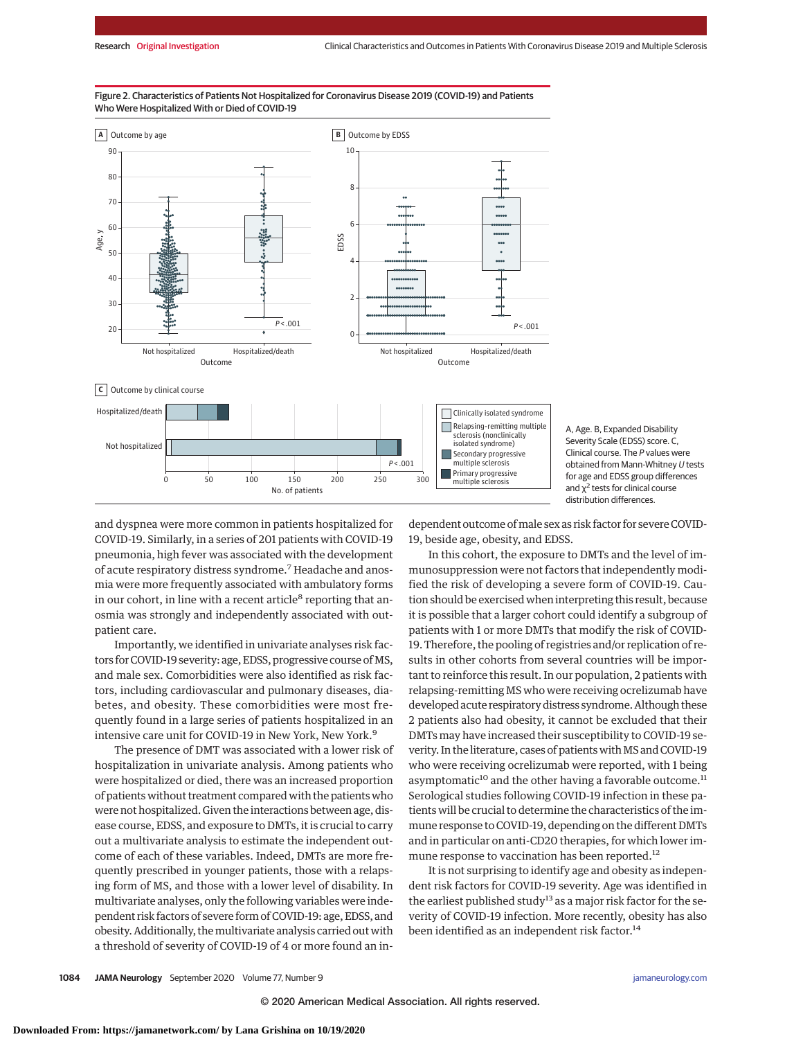Figure 2. Characteristics of Patients Not Hospitalized for Coronavirus Disease 2019 (COVID-19) and Patients Who Were Hospitalized With or Died of COVID-19

A, Age. B, Expanded Disability Severity Scale (EDSS) score. C, Clinical course. The *P* values were obtained from Mann-Whitney *U* tests for age and EDSS group differences and $\chi^2$ tests for clinical course distribution differences.

and dyspnea were more common in patients hospitalized for COVID-19. Similarly, in a series of 201 patients with COVID-19 pneumonia, high fever was associated with the development of acute respiratory distress syndrome.[7] Headache and anosmia were more frequently associated with ambulatory forms in our cohort, in line with a recent article[8] reporting that anosmia was strongly and independently associated with outpatient care.

Importantly, we identified in univariate analyses risk factors for COVID-19 severity: age, EDSS, progressive course of MS, and male sex. Comorbidities were also identified as risk factors, including cardiovascular and pulmonary diseases, diabetes, and obesity. These comorbidities were most frequently found in a large series of patients hospitalized in an intensive care unit for COVID-19 in New York, New York.[9]

The presence of DMT was associated with a lower risk of hospitalization in univariate analysis. Among patients who were hospitalized or died, there was an increased proportion of patients without treatment compared with the patients who were not hospitalized. Given the interactions between age, disease course, EDSS, and exposure to DMTs, it is crucial to carry out a multivariate analysis to estimate the independent outcome of each of these variables. Indeed, DMTs are more frequently prescribed in younger patients, those with a relapsing form of MS, and those with a lower level of disability. In multivariate analyses, only the following variables were independent risk factors of severe form of COVID-19: age, EDSS, and obesity. Additionally, the multivariate analysis carried out with a threshold of severity of COVID-19 of 4 or more found an independent outcome of male sex as risk factor for severe COVID-19, beside age, obesity, and EDSS.

In this cohort, the exposure to DMTs and the level of immunosuppression were not factors that independently modified the risk of developing a severe form of COVID-19. Caution should be exercised when interpreting this result, because it is possible that a larger cohort could identify a subgroup of patients with 1 or more DMTs that modify the risk of COVID-19. Therefore, the pooling of registries and/or replication of results in other cohorts from several countries will be important to reinforce this result. In our population, 2 patients with relapsing-remitting MS who were receiving ocrelizumab have developed acute respiratory distress syndrome. Although these 2 patients also had obesity, it cannot be excluded that their DMTs may have increased their susceptibility to COVID-19 severity. In the literature, cases of patients with MS and COVID-19 who were receiving ocrelizumab were reported, with 1 being asymptomatic[10] and the other having a favorable outcome.[11] Serological studies following COVID-19 infection in these patients will be crucial to determine the characteristics of the immune response to COVID-19, depending on the different DMTs and in particular on anti-CD20 therapies, for which lower immune response to vaccination has been reported.[12]

It is not surprising to identify age and obesity as independent risk factors for COVID-19 severity. Age was identified in the earliest published study[13] as a major risk factor for the severity of COVID-19 infection. More recently, obesity has also been identified as an independent risk factor.[14]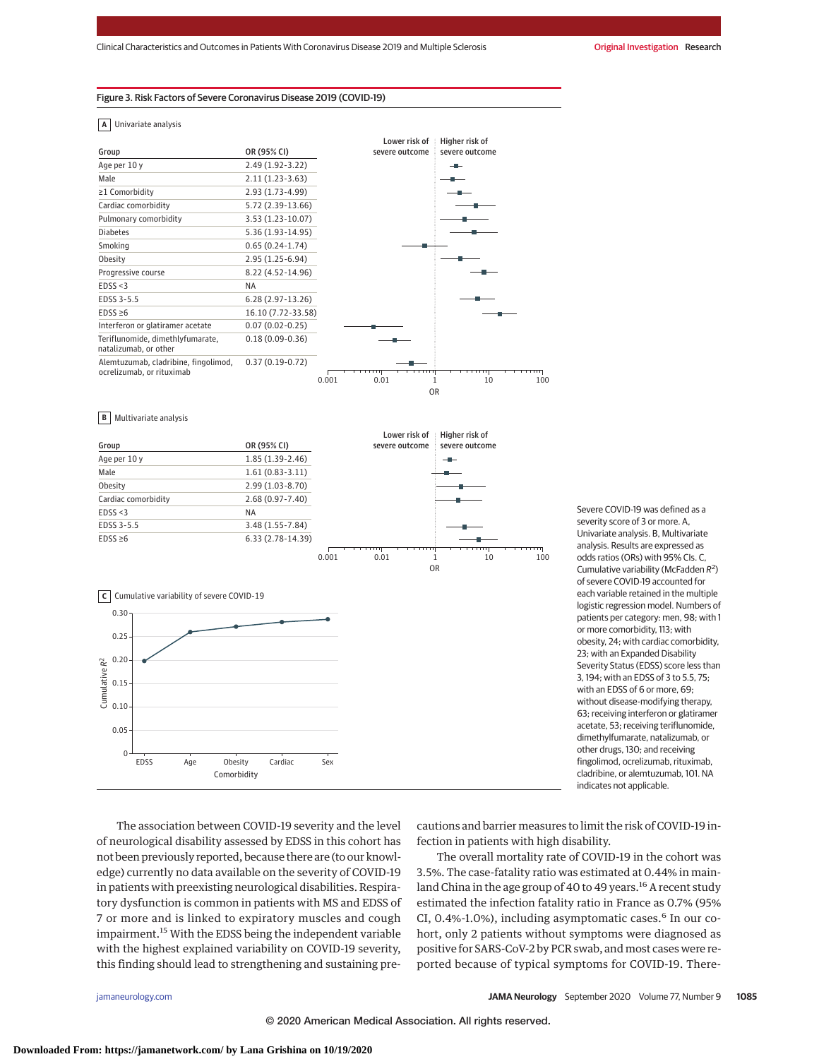Figure 3. Risk Factors of Severe Coronavirus Disease 2019 (COVID-19)

**A** Univariate analysis

| Group | OR (95% CI) |
|---|---|
| Age per 10 y | 2.49 (1.92-3.22) |
| Male | 2.11 (1.23-3.63) |
| ≥1 Comorbidity | 2.93 (1.73-4.99) |
| Cardiac comorbidity | 5.72 (2.39-13.66) |
| Pulmonary comorbidity | 3.53 (1.23-10.07) |
| Diabetes | 5.36 (1.93-14.95) |
| Smoking | 0.65 (0.24-1.74) |
| Obesity | 2.95 (1.25-6.94) |
| Progressive course | 8.22 (4.52-14.96) |
| EDSS <3 | NA |
| EDSS 3-5.5 | 6.28 (2.97-13.26) |
| EDSS ≥6 | 16.10 (7.72-33.58) |
| Interferon or glatiramer acetate | 0.07 (0.02-0.25) |
| Teriflunomide, dimethlyfumarate, natalizumab, or other | 0.18 (0.09-0.36) |
| Alemtuzumab, cladribine, fingolimod, ocrelizumab, or rituximab | 0.37 (0.19-0.72) |

**B** Multivariate analysis

| Group | OR (95% CI) |
|---|---|
| Age per 10 y | 1.85 (1.39-2.46) |
| Male | 1.61 (0.83-3.11) |
| Obesity | 2.99 (1.03-8.70) |
| Cardiac comorbidity | 2.68 (0.97-7.40) |
| EDSS <3 | NA |
| EDSS 3-5.5 | 3.48 (1.55-7.84) |
| EDSS ≥6 | 6.33 (2.78-14.39) |

**C** Cumulative variability of severe COVID-19

Severe COVID-19 was defined as a severity score of 3 or more. A, Univariate analysis. B, Multivariate analysis. Results are expressed as odds ratios (ORs) with 95% CIs. C, Cumulative variability (McFadden $R^2$) of severe COVID-19 accounted for each variable retained in the multiple logistic regression model. Numbers of patients per category: men, 98; with 1 or more comorbidity, 113; with obesity, 24; with cardiac comorbidity, 23; with an Expanded Disability Severity Status (EDSS) score less than 3, 194; with an EDSS of 3 to 5.5, 75; with an EDSS of 6 or more, 69; without disease-modifying therapy, 63; receiving interferon or glatiramer acetate, 53; receiving teriflunomide, dimethylfumarate, natalizumab, or other drugs, 130; and receiving fingolimod, ocrelizumab, rituximab, cladribine, or alemtuzumab, 101. NA indicates not applicable.

The association between COVID-19 severity and the level of neurological disability assessed by EDSS in this cohort has not been previously reported, because there are (to our knowledge) currently no data available on the severity of COVID-19 in patients with preexisting neurological disabilities. Respiratory dysfunction is common in patients with MS and EDSS of 7 or more and is linked to expiratory muscles and cough impairment.[15] With the EDSS being the independent variable with the highest explained variability on COVID-19 severity, this finding should lead to strengthening and sustaining precautions and barrier measures to limit the risk of COVID-19 infection in patients with high disability.

The overall mortality rate of COVID-19 in the cohort was 3.5%. The case-fatality ratio was estimated at 0.44% in mainland China in the age group of 40 to 49 years.[16] A recent study estimated the infection fatality ratio in France as 0.7% (95% CI, 0.4%-1.0%), including asymptomatic cases.[6] In our cohort, only 2 patients without symptoms were diagnosed as positive for SARS-CoV-2 by PCR swab, and most cases were reported because of typical symptoms for COVID-19. There-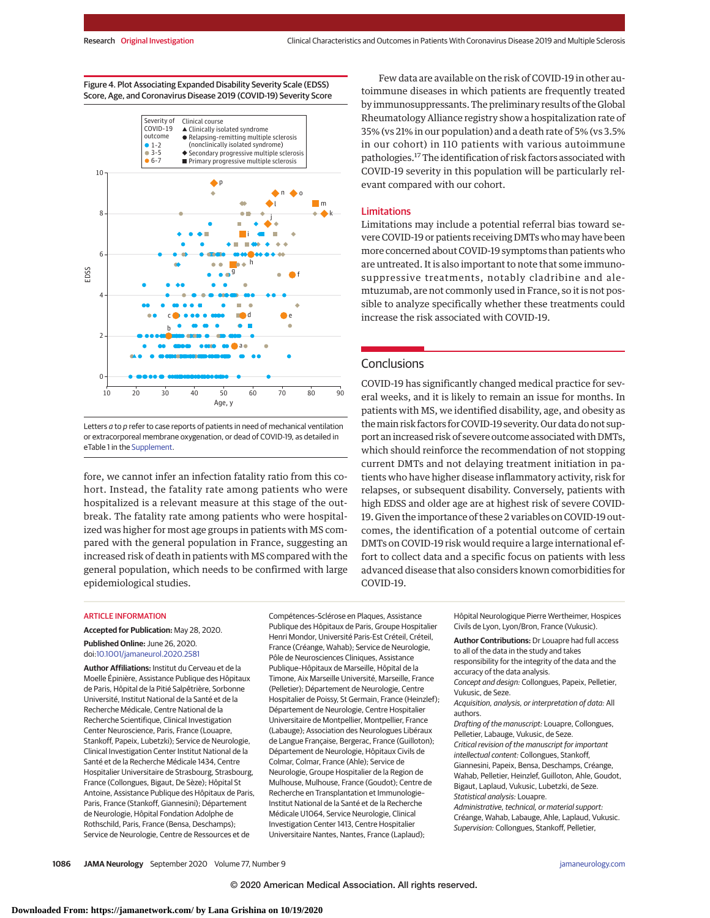Figure 4. Plot Associating Expanded Disability Severity Scale (EDSS) Score, Age, and Coronavirus Disease 2019 (COVID-19) Severity Score

Letters *a* to *p* refer to case reports of patients in need of mechanical ventilation or extracorporeal membrane oxygenation, or dead of COVID-19, as detailed in eTable 1 in the Supplement.

fore, we cannot infer an infection fatality ratio from this cohort. Instead, the fatality rate among patients who were hospitalized is a relevant measure at this stage of the outbreak. The fatality rate among patients who were hospitalized was higher for most age groups in patients with MS compared with the general population in France, suggesting an increased risk of death in patients with MS compared with the general population, which needs to be confirmed with large epidemiological studies.

Few data are available on the risk of COVID-19 in other autoimmune diseases in which patients are frequently treated by immunosuppressants. The preliminary results of the Global Rheumatology Alliance registry show a hospitalization rate of 35% (vs 21% in our population) and a death rate of 5% (vs 3.5% in our cohort) in 110 patients with various autoimmune pathologies.[17] The identification of risk factors associated with COVID-19 severity in this population will be particularly relevant compared with our cohort.

## Limitations

Limitations may include a potential referral bias toward severe COVID-19 or patients receiving DMTs who may have been more concerned about COVID-19 symptoms than patients who are untreated. It is also important to note that some immunosuppressive treatments, notably cladribine and alemtuzumab, are not commonly used in France, so it is not possible to analyze specifically whether these treatments could increase the risk associated with COVID-19.

## Conclusions

COVID-19 has significantly changed medical practice for several weeks, and it is likely to remain an issue for months. In patients with MS, we identified disability, age, and obesity as the main risk factors for COVID-19 severity. Our data do not support an increased risk of severe outcome associated with DMTs, which should reinforce the recommendation of not stopping current DMTs and not delaying treatment initiation in patients who have higher disease inflammatory activity, risk for relapses, or subsequent disability. Conversely, patients with high EDSS and older age are at highest risk of severe COVID-19. Given the importance of these 2 variables on COVID-19 outcomes, the identification of a potential outcome of certain DMTs on COVID-19 risk would require a large international effort to collect data and a specific focus on patients with less advanced disease that also considers known comorbidities for COVID-19.

ARTICLE INFORMATION

**Accepted for Publication:** May 28, 2020.

**Published Online:** June 26, 2020. doi:10.1001/jamaneurol.2020.2581

**Author Affiliations:** Institut du Cerveau et de la Moelle Épinière, Assistance Publique des Hôpitaux de Paris, Hôpital de la Pitié Salpêtrière, Sorbonne Université, Institut National de la Santé et de la Recherche Médicale, Centre National de la Recherche Scientifique, Clinical Investigation Center Neuroscience, Paris, France (Louapre, Stankoff, Papeix, Lubetzki); Service de Neurologie, Clinical Investigation Center Institut National de la Santé et de la Recherche Médicale 1434, Centre Hospitalier Universitaire de Strasbourg, Strasbourg, France (Collongues, Bigaut, De Sèze); Hôpital St Antoine, Assistance Publique des Hôpitaux de Paris, Paris, France (Stankoff, Giannesini); Département de Neurologie, Hôpital Fondation Adolphe de Rothschild, Paris, France (Bensa, Deschamps); Service de Neurologie, Centre de Ressources et de Compétences-Sclérose en Plaques, Assistance Publique des Hôpitaux de Paris, Groupe Hospitalier Henri Mondor, Université Paris-Est Créteil, Créteil, France (Créange, Wahab); Service de Neurologie, Pôle de Neurosciences Cliniques, Assistance Publique–Hôpitaux de Marseille, Hôpital de la Timone, Aix Marseille Université, Marseille, France (Pelletier); Département de Neurologie, Centre Hospitalier de Poissy, St Germain, France (Heinzlef); Département de Neurologie, Centre Hospitalier Universitaire de Montpellier, Montpellier, France (Labauge); Association des Neurologues Libéraux de Langue Française, Bergerac, France (Guilloton); Département de Neurologie, Hôpitaux Civils de Colmar, Colmar, France (Ahle); Service de Neurologie, Groupe Hospitalier de la Region de Mulhouse, Mulhouse, France (Goudot); Centre de Recherche en Transplantation et Immunologie–Institut National de la Santé et de la Recherche Médicale U1064, Service Neurologie, Clinical Investigation Center 1413, Centre Hospitalier Universitaire Nantes, Nantes, France (Laplaud); Hôpital Neurologique Pierre Wertheimer, Hospices Civils de Lyon, Lyon/Bron, France (Vukusic).

**Author Contributions:** Dr Louapre had full access to all of the data in the study and takes responsibility for the integrity of the data and the accuracy of the data analysis.

*Concept and design:* Collongues, Papeix, Pelletier, Vukusic, de Seze.

*Acquisition, analysis, or interpretation of data:* All authors.

*Drafting of the manuscript:* Louapre, Collongues, Pelletier, Labauge, Vukusic, de Seze.

*Critical revision of the manuscript for important intellectual content:* Collongues, Stankoff, Giannesini, Papeix, Bensa, Deschamps, Créange, Wahab, Pelletier, Heinzlef, Guilloton, Ahle, Goudot, Bigaut, Laplaud, Vukusic, Lubetzki, de Seze.

*Statistical analysis:* Louapre.

*Administrative, technical, or material support:* Créange, Wahab, Labauge, Ahle, Laplaud, Vukusic.

*Supervision:* Collongues, Stankoff, Pelletier,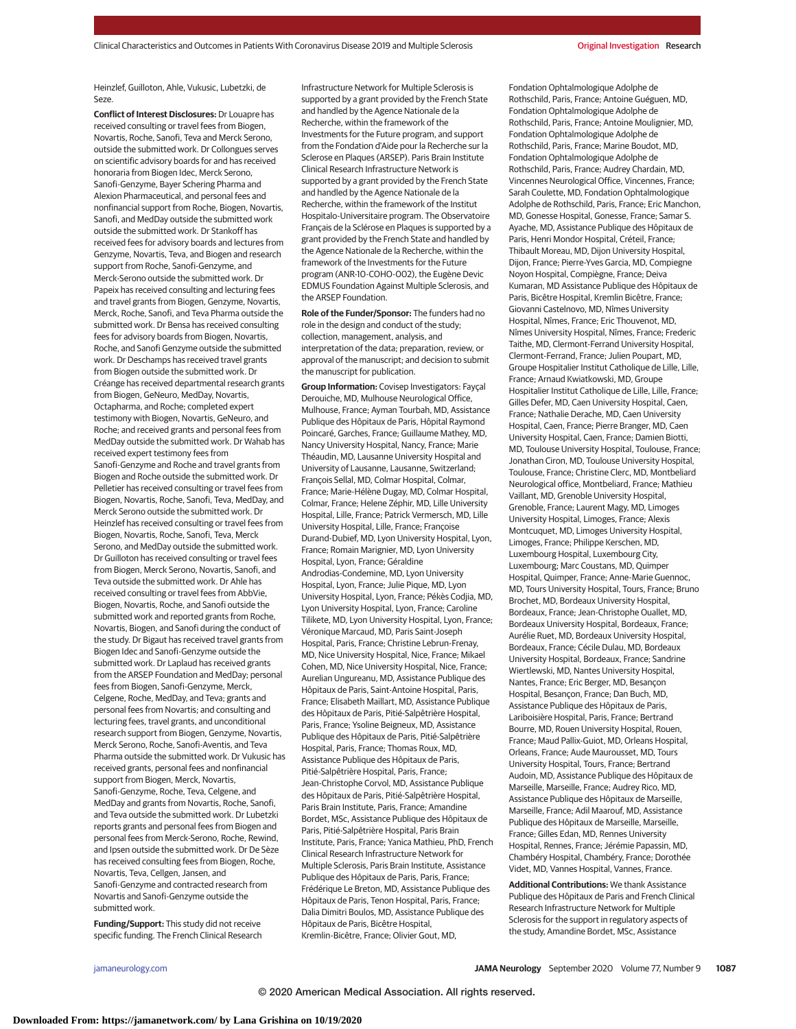Heinzlef, Guilloton, Ahle, Vukusic, Lubetzki, de Seze.

**Conflict of Interest Disclosures:** Dr Louapre has received consulting or travel fees from Biogen, Novartis, Roche, Sanofi, Teva and Merck Serono, outside the submitted work. Dr Collongues serves on scientific advisory boards for and has received honoraria from Biogen Idec, Merck Serono, Sanofi-Genzyme, Bayer Schering Pharma and Alexion Pharmaceutical, and personal fees and nonfinancial support from Roche, Biogen, Novartis, Sanofi, and MedDay outside the submitted work outside the submitted work. Dr Stankoff has received fees for advisory boards and lectures from Genzyme, Novartis, Teva, and Biogen and research support from Roche, Sanofi-Genzyme, and Merck-Serono outside the submitted work. Dr Papeix has received consulting and lecturing fees and travel grants from Biogen, Genzyme, Novartis, Merck, Roche, Sanofi, and Teva Pharma outside the submitted work. Dr Bensa has received consulting fees for advisory boards from Biogen, Novartis, Roche, and Sanofi Genzyme outside the submitted work. Dr Deschamps has received travel grants from Biogen outside the submitted work. Dr Créange has received departmental research grants from Biogen, GeNeuro, MedDay, Novartis, Octapharma, and Roche; completed expert testimony with Biogen, Novartis, GeNeuro, and Roche; and received grants and personal fees from MedDay outside the submitted work. Dr Wahab has received expert testimony fees from Sanofi-Genzyme and Roche and travel grants from Biogen and Roche outside the submitted work. Dr Pelletier has received consulting or travel fees from Biogen, Novartis, Roche, Sanofi, Teva, MedDay, and Merck Serono outside the submitted work. Dr Heinzlef has received consulting or travel fees from Biogen, Novartis, Roche, Sanofi, Teva, Merck Serono, and MedDay outside the submitted work. Dr Guilloton has received consulting or travel fees from Biogen, Merck Serono, Novartis, Sanofi, and Teva outside the submitted work. Dr Ahle has received consulting or travel fees from AbbVie, Biogen, Novartis, Roche, and Sanofi outside the submitted work and reported grants from Roche, Novartis, Biogen, and Sanofi during the conduct of the study. Dr Bigaut has received travel grants from Biogen Idec and Sanofi-Genzyme outside the submitted work. Dr Laplaud has received grants from the ARSEP Foundation and MedDay; personal fees from Biogen, Sanofi-Genzyme, Merck, Celgene, Roche, MedDay, and Teva; grants and personal fees from Novartis; and consulting and lecturing fees, travel grants, and unconditional research support from Biogen, Genzyme, Novartis, Merck Serono, Roche, Sanofi-Aventis, and Teva Pharma outside the submitted work. Dr Vukusic has received grants, personal fees and nonfinancial support from Biogen, Merck, Novartis, Sanofi-Genzyme, Roche, Teva, Celgene, and MedDay and grants from Novartis, Roche, Sanofi, and Teva outside the submitted work. Dr Lubetzki reports grants and personal fees from Biogen and personal fees from Merck-Serono, Roche, Rewind, and Ipsen outside the submitted work. Dr De Sèze has received consulting fees from Biogen, Roche, Novartis, Teva, Cellgen, Jansen, and Sanofi-Genzyme and contracted research from Novartis and Sanofi-Genzyme outside the submitted work.

**Funding/Support:** This study did not receive specific funding. The French Clinical Research Infrastructure Network for Multiple Sclerosis is supported by a grant provided by the French State and handled by the Agence Nationale de la Recherche, within the framework of the Investments for the Future program, and support from the Fondation d'Aide pour la Recherche sur la Sclerose en Plaques (ARSEP). Paris Brain Institute Clinical Research Infrastructure Network is supported by a grant provided by the French State and handled by the Agence Nationale de la Recherche, within the framework of the Institut Hospitalo-Universitaire program. The Observatoire Français de la Sclérose en Plaques is supported by a grant provided by the French State and handled by the Agence Nationale de la Recherche, within the framework of the Investments for the Future program (ANR-10-COHO-002), the Eugène Devic EDMUS Foundation Against Multiple Sclerosis, and the ARSEP Foundation.

**Role of the Funder/Sponsor:** The funders had no role in the design and conduct of the study; collection, management, analysis, and interpretation of the data; preparation, review, or approval of the manuscript; and decision to submit the manuscript for publication.

**Group Information:** Covisep Investigators: Fayçal Derouiche, MD, Mulhouse Neurological Office, Mulhouse, France; Ayman Tourbah, MD, Assistance Publique des Hôpitaux de Paris, Hôpital Raymond Poincaré, Garches, France; Guillaume Mathey, MD, Nancy University Hospital, Nancy, France; Marie Théaudin, MD, Lausanne University Hospital and University of Lausanne, Lausanne, Switzerland; François Sellal, MD, Colmar Hospital, Colmar, France; Marie-Hélène Dugay, MD, Colmar Hospital, Colmar, France; Helene Zéphir, MD, Lille University Hospital, Lille, France; Patrick Vermersch, MD, Lille University Hospital, Lille, France; Françoise Durand-Dubief, MD, Lyon University Hospital, Lyon, France; Romain Marignier, MD, Lyon University Hospital, Lyon, France; Géraldine Androdias-Condemine, MD, Lyon University Hospital, Lyon, France; Julie Pique, MD, Lyon University Hospital, Lyon, France; Pékès Codjia, MD, Lyon University Hospital, Lyon, France; Caroline Tilikete, MD, Lyon University Hospital, Lyon, France; Véronique Marcaud, MD, Paris Saint-Joseph Hospital, Paris, France; Christine Lebrun-Frenay, MD, Nice University Hospital, Nice, France; Mikael Cohen, MD, Nice University Hospital, Nice, France; Aurelian Ungureanu, MD, Assistance Publique des Hôpitaux de Paris, Saint-Antoine Hospital, Paris, France; Elisabeth Maillart, MD, Assistance Publique des Hôpitaux de Paris, Pitié-Salpêtrière Hospital, Paris, France; Ysoline Beigneux, MD, Assistance Publique des Hôpitaux de Paris, Pitié-Salpêtrière Hospital, Paris, France; Thomas Roux, MD, Assistance Publique des Hôpitaux de Paris, Pitié-Salpêtrière Hospital, Paris, France; Jean-Christophe Corvol, MD, Assistance Publique des Hôpitaux de Paris, Pitié-Salpêtrière Hospital, Paris Brain Institute, Paris, France; Amandine Bordet, MSc, Assistance Publique des Hôpitaux de Paris, Pitié-Salpêtrière Hospital, Paris Brain Institute, Paris, France; Yanica Mathieu, PhD, French Clinical Research Infrastructure Network for Multiple Sclerosis, Paris Brain Institute, Assistance Publique des Hôpitaux de Paris, Paris, France; Frédérique Le Breton, MD, Assistance Publique des Hôpitaux de Paris, Tenon Hospital, Paris, France; Dalia Dimitri Boulos, MD, Assistance Publique des Hôpitaux de Paris, Bicêtre Hospital, Kremlin-Bicêtre, France; Olivier Gout, MD, Fondation Ophtalmologique Adolphe de Rothschild, Paris, France; Antoine Guéguen, MD, Fondation Ophtalmologique Adolphe de Rothschild, Paris, France; Antoine Moulignier, MD, Fondation Ophtalmologique Adolphe de Rothschild, Paris, France; Marine Boudot, MD, Fondation Ophtalmologique Adolphe de Rothschild, Paris, France; Audrey Chardain, MD, Vincennes Neurological Office, Vincennes, France; Sarah Coulette, MD, Fondation Ophtalmologique Adolphe de Rothschild, Paris, France; Eric Manchon, MD, Gonesse Hospital, Gonesse, France; Samar S. Ayache, MD, Assistance Publique des Hôpitaux de Paris, Henri Mondor Hospital, Créteil, France; Thibault Moreau, MD, Dijon University Hospital, Dijon, France; Pierre-Yves Garcia, MD, Compiegne Noyon Hospital, Compiègne, France; Deiva Kumaran, MD Assistance Publique des Hôpitaux de Paris, Bicêtre Hospital, Kremlin Bicêtre, France; Giovanni Castelnovo, MD, Nîmes University Hospital, Nîmes, France; Eric Thouvenot, MD, Nîmes University Hospital, Nîmes, France; Frederic Taithe, MD, Clermont-Ferrand University Hospital, Clermont-Ferrand, France; Julien Poupart, MD, Groupe Hospitalier Institut Catholique de Lille, Lille, France; Arnaud Kwiatkowski, MD, Groupe Hospitalier Institut Catholique de Lille, Lille, France; Gilles Defer, MD, Caen University Hospital, Caen, France; Nathalie Derache, MD, Caen University Hospital, Caen, France; Pierre Branger, MD, Caen University Hospital, Caen, France; Damien Biotti, MD, Toulouse University Hospital, Toulouse, France; Jonathan Ciron, MD, Toulouse University Hospital, Toulouse, France; Christine Clerc, MD, Montbeliard Neurological office, Montbeliard, France; Mathieu Vaillant, MD, Grenoble University Hospital, Grenoble, France; Laurent Magy, MD, Limoges University Hospital, Limoges, France; Alexis Montcuquet, MD, Limoges University Hospital, Limoges, France; Philippe Kerschen, MD, Luxembourg Hospital, Luxembourg City, Luxembourg; Marc Coustans, MD, Quimper Hospital, Quimper, France; Anne-Marie Guennoc, MD, Tours University Hospital, Tours, France; Bruno Brochet, MD, Bordeaux University Hospital, Bordeaux, France; Jean-Christophe Ouallet, MD, Bordeaux University Hospital, Bordeaux, France; Aurélie Ruet, MD, Bordeaux University Hospital, Bordeaux, France; Cécile Dulau, MD, Bordeaux University Hospital, Bordeaux, France; Sandrine Wiertlewski, MD, Nantes University Hospital, Nantes, France; Eric Berger, MD, Besançon Hospital, Besançon, France; Dan Buch, MD, Assistance Publique des Hôpitaux de Paris, Lariboisière Hospital, Paris, France; Bertrand Bourre, MD, Rouen University Hospital, Rouen, France; Maud Pallix-Guiot, MD, Orleans Hospital, Orleans, France; Aude Maurousset, MD, Tours University Hospital, Tours, France; Bertrand Audoin, MD, Assistance Publique des Hôpitaux de Marseille, Marseille, France; Audrey Rico, MD, Assistance Publique des Hôpitaux de Marseille, Marseille, France; Adil Maarouf, MD, Assistance Publique des Hôpitaux de Marseille, Marseille, France; Gilles Edan, MD, Rennes University Hospital, Rennes, France; Jérémie Papassin, MD, Chambéry Hospital, Chambéry, France; Dorothée Videt, MD, Vannes Hospital, Vannes, France.

**Additional Contributions:** We thank Assistance Publique des Hôpitaux de Paris and French Clinical Research Infrastructure Network for Multiple Sclerosis for the support in regulatory aspects of the study, Amandine Bordet, MSc, Assistance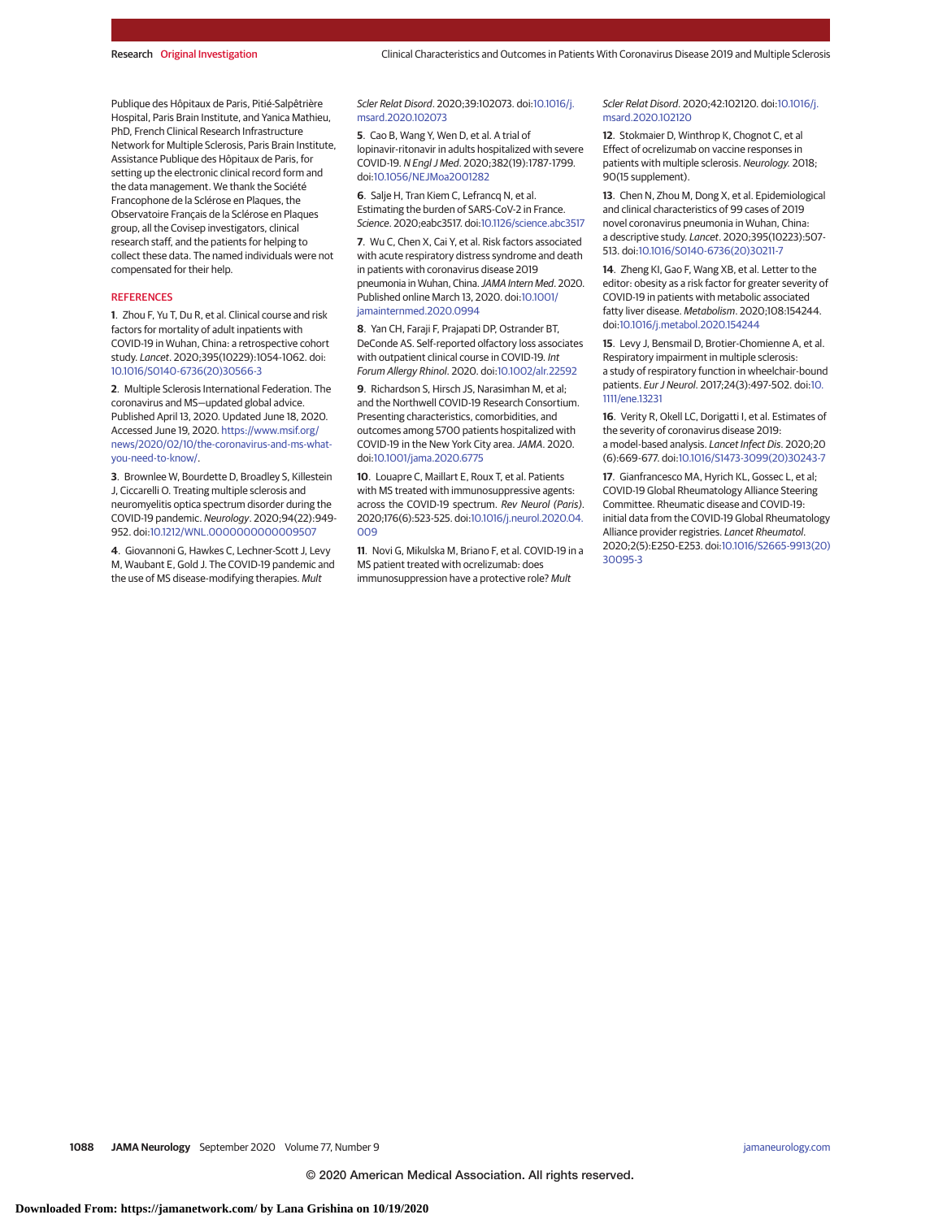Publique des Hôpitaux de Paris, Pitié-Salpêtrière Hospital, Paris Brain Institute, and Yanica Mathieu, PhD, French Clinical Research Infrastructure Network for Multiple Sclerosis, Paris Brain Institute, Assistance Publique des Hôpitaux de Paris, for setting up the electronic clinical record form and the data management. We thank the Société Francophone de la Sclérose en Plaques, the Observatoire Français de la Sclérose en Plaques group, all the Covisep investigators, clinical research staff, and the patients for helping to collect these data. The named individuals were not compensated for their help.

## REFERENCES

1. Zhou F, Yu T, Du R, et al. Clinical course and risk factors for mortality of adult inpatients with COVID-19 in Wuhan, China: a retrospective cohort study. *Lancet*. 2020;395(10229):1054-1062. doi:10.1016/S0140-6736(20)30566-3

2. Multiple Sclerosis International Federation. The coronavirus and MS—updated global advice. Published April 13, 2020. Updated June 18, 2020. Accessed June 19, 2020. https://www.msif.org/news/2020/02/10/the-coronavirus-and-ms-what-you-need-to-know/.

3. Brownlee W, Bourdette D, Broadley S, Killestein J, Ciccarelli O. Treating multiple sclerosis and neuromyelitis optica spectrum disorder during the COVID-19 pandemic. *Neurology*. 2020;94(22):949-952. doi:10.1212/WNL.0000000000009507

4. Giovannoni G, Hawkes C, Lechner-Scott J, Levy M, Waubant E, Gold J. The COVID-19 pandemic and the use of MS disease-modifying therapies. *Mult Scler Relat Disord*. 2020;39:102073. doi:10.1016/j.msard.2020.102073

5. Cao B, Wang Y, Wen D, et al. A trial of lopinavir-ritonavir in adults hospitalized with severe COVID-19. *N Engl J Med*. 2020;382(19):1787-1799. doi:10.1056/NEJMoa2001282

6. Salje H, Tran Kiem C, Lefrancq N, et al. Estimating the burden of SARS-CoV-2 in France. *Science*. 2020;eabc3517. doi:10.1126/science.abc3517

7. Wu C, Chen X, Cai Y, et al. Risk factors associated with acute respiratory distress syndrome and death in patients with coronavirus disease 2019 pneumonia in Wuhan, China. *JAMA Intern Med*. 2020. Published online March 13, 2020. doi:10.1001/jamainternmed.2020.0994

8. Yan CH, Faraji F, Prajapati DP, Ostrander BT, DeConde AS. Self-reported olfactory loss associates with outpatient clinical course in COVID-19. *Int Forum Allergy Rhinol*. 2020. doi:10.1002/alr.22592

9. Richardson S, Hirsch JS, Narasimhan M, et al; and the Northwell COVID-19 Research Consortium. Presenting characteristics, comorbidities, and outcomes among 5700 patients hospitalized with COVID-19 in the New York City area. *JAMA*. 2020. doi:10.1001/jama.2020.6775

10. Louapre C, Maillart E, Roux T, et al. Patients with MS treated with immunosuppressive agents: across the COVID-19 spectrum. *Rev Neurol (Paris)*. 2020;176(6):523-525. doi:10.1016/j.neurol.2020.04.009

11. Novi G, Mikulska M, Briano F, et al. COVID-19 in a MS patient treated with ocrelizumab: does immunosuppression have a protective role? *Mult Scler Relat Disord*. 2020;42:102120. doi:10.1016/j.msard.2020.102120

12. Stokmaier D, Winthrop K, Chognot C, et al Effect of ocrelizumab on vaccine responses in patients with multiple sclerosis. *Neurology.* 2018; 90(15 supplement).

13. Chen N, Zhou M, Dong X, et al. Epidemiological and clinical characteristics of 99 cases of 2019 novel coronavirus pneumonia in Wuhan, China: a descriptive study. *Lancet*. 2020;395(10223):507-513. doi:10.1016/S0140-6736(20)30211-7

14. Zheng KI, Gao F, Wang XB, et al. Letter to the editor: obesity as a risk factor for greater severity of COVID-19 in patients with metabolic associated fatty liver disease. *Metabolism*. 2020;108:154244. doi:10.1016/j.metabol.2020.154244

15. Levy J, Bensmail D, Brotier-Chomienne A, et al. Respiratory impairment in multiple sclerosis: a study of respiratory function in wheelchair-bound patients. *Eur J Neurol*. 2017;24(3):497-502. doi:10.1111/ene.13231

16. Verity R, Okell LC, Dorigatti I, et al. Estimates of the severity of coronavirus disease 2019: a model-based analysis. *Lancet Infect Dis*. 2020;20(6):669-677. doi:10.1016/S1473-3099(20)30243-7

17. Gianfrancesco MA, Hyrich KL, Gossec L, et al; COVID-19 Global Rheumatology Alliance Steering Committee. Rheumatic disease and COVID-19: initial data from the COVID-19 Global Rheumatology Alliance provider registries. *Lancet Rheumatol*. 2020;2(5):E250-E253. doi:10.1016/S2665-9913(20)30095-3